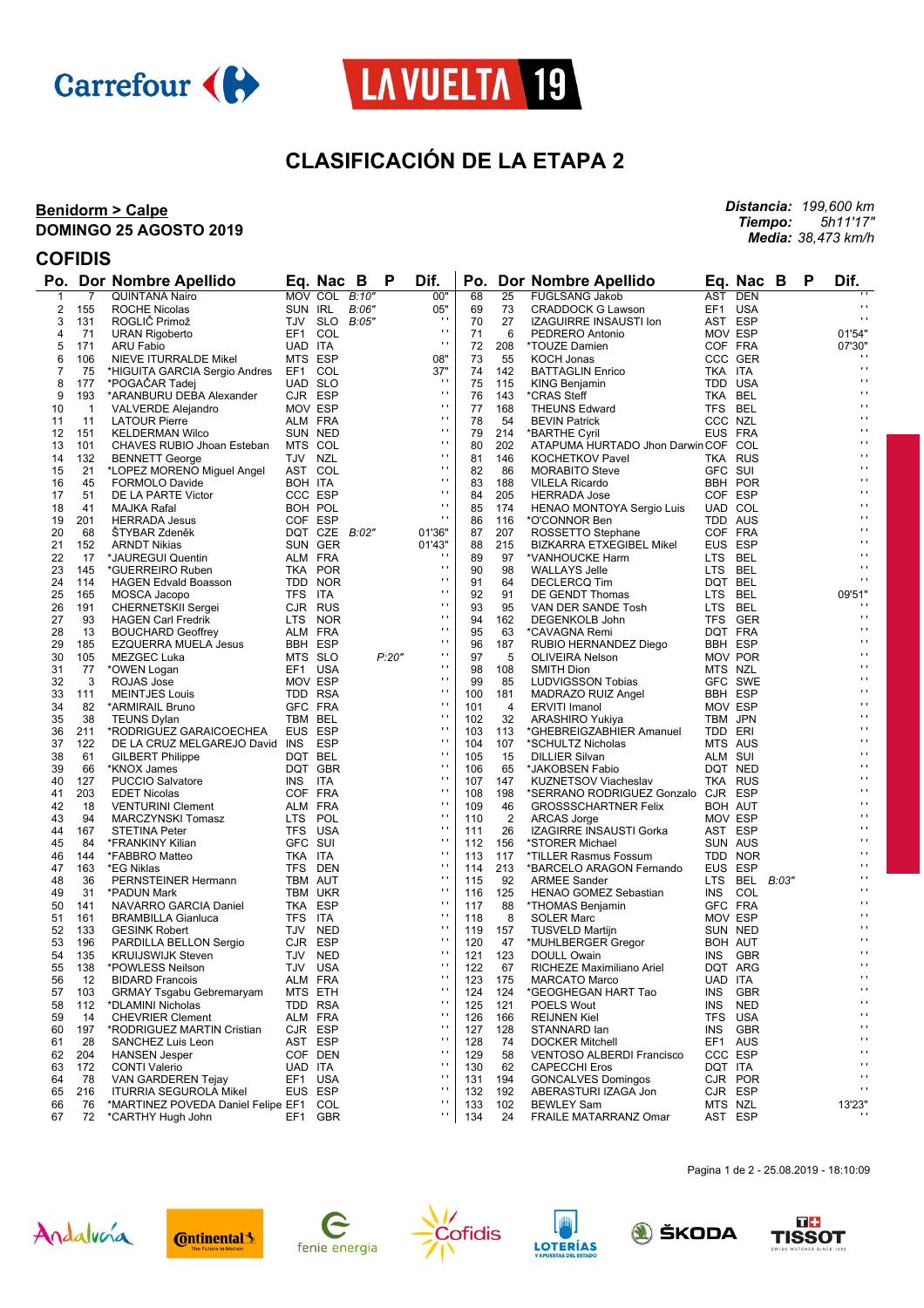# CLASIFICACIÓN DE LA ETAPA 2

**Benidorm > Calpe**
**DOMINGO 25 AGOSTO 2019**

***Distancia:*** *199,600 km*
***Tiempo:*** *5h11'17"*
***Media:*** *38,473 km/h*

## COFIDIS

| Po. | Dor | Nombre Apellido | Eq. | Nac | B | P | Dif. |
|---|---|---|---|---|---|---|---|
| 1 | 7 | QUINTANA Nairo | MOV | COL | B:10" | | 00" |
| 2 | 155 | ROCHE Nicolas | SUN | IRL | B:06" | | 05" |
| 3 | 131 | ROGLIČ Primož | TJV | SLO | B:05" | | ' ' |
| 4 | 71 | URAN Rigoberto | EF1 | COL | | | ' ' |
| 5 | 171 | ARU Fabio | UAD | ITA | | | ' ' |
| 6 | 106 | NIEVE ITURRALDE Mikel | MTS | ESP | | | 08" |
| 7 | 75 | *HIGUITA GARCIA Sergio Andres | EF1 | COL | | | 37" |
| 8 | 177 | *POGAČAR Tadej | UAD | SLO | | | ' ' |
| 9 | 193 | *ARANBURU DEBA Alexander | CJR | ESP | | | ' ' |
| 10 | 1 | VALVERDE Alejandro | MOV | ESP | | | ' ' |
| 11 | 11 | LATOUR Pierre | ALM | FRA | | | ' ' |
| 12 | 151 | KELDERMAN Wilco | SUN | NED | | | ' ' |
| 13 | 101 | CHAVES RUBIO Jhoan Esteban | MTS | COL | | | ' ' |
| 14 | 132 | BENNETT George | TJV | NZL | | | ' ' |
| 15 | 21 | *LOPEZ MORENO Miguel Angel | AST | COL | | | ' ' |
| 16 | 45 | FORMOLO Davide | BOH | ITA | | | ' ' |
| 17 | 51 | DE LA PARTE Victor | CCC | ESP | | | ' ' |
| 18 | 41 | MAJKA Rafal | BOH | POL | | | ' ' |
| 19 | 201 | HERRADA Jesus | COF | ESP | | | ' ' |
| 20 | 68 | ŠTYBAR Zdeněk | DQT | CZE | B:02" | | 01'36" |
| 21 | 152 | ARNDT Nikias | SUN | GER | | | 01'43" |
| 22 | 17 | *JAUREGUI Quentin | ALM | FRA | | | ' ' |
| 23 | 145 | *GUERREIRO Ruben | TKA | POR | | | ' ' |
| 24 | 114 | HAGEN Edvald Boasson | TDD | NOR | | | ' ' |
| 25 | 165 | MOSCA Jacopo | TFS | ITA | | | ' ' |
| 26 | 191 | CHERNETSKII Sergei | CJR | RUS | | | ' ' |
| 27 | 93 | HAGEN Carl Fredrik | LTS | NOR | | | ' ' |
| 28 | 13 | BOUCHARD Geoffrey | ALM | FRA | | | ' ' |
| 29 | 185 | EZQUERRA MUELA Jesus | BBH | ESP | | | ' ' |
| 30 | 105 | MEZGEC Luka | MTS | SLO | | P:20" | ' ' |
| 31 | 77 | *OWEN Logan | EF1 | USA | | | ' ' |
| 32 | 3 | ROJAS Jose | MOV | ESP | | | ' ' |
| 33 | 111 | MEINTJES Louis | TDD | RSA | | | ' ' |
| 34 | 82 | *ARMIRAIL Bruno | GFC | FRA | | | ' ' |
| 35 | 38 | TEUNS Dylan | TBM | BEL | | | ' ' |
| 36 | 211 | *RODRIGUEZ GARAICOECHEA | EUS | ESP | | | ' ' |
| 37 | 122 | DE LA CRUZ MELGAREJO David | INS | ESP | | | ' ' |
| 38 | 61 | GILBERT Philippe | DQT | BEL | | | ' ' |
| 39 | 66 | *KNOX James | DQT | GBR | | | ' ' |
| 40 | 127 | PUCCIO Salvatore | INS | ITA | | | ' ' |
| 41 | 203 | EDET Nicolas | COF | FRA | | | ' ' |
| 42 | 18 | VENTURINI Clement | ALM | FRA | | | ' ' |
| 43 | 94 | MARCZYNSKI Tomasz | LTS | POL | | | ' ' |
| 44 | 167 | STETINA Peter | TFS | USA | | | ' ' |
| 45 | 84 | *FRANKINY Kilian | GFC | SUI | | | ' ' |
| 46 | 144 | *FABBRO Matteo | TKA | ITA | | | ' ' |
| 47 | 163 | *EG Niklas | TFS | DEN | | | ' ' |
| 48 | 36 | PERNSTEINER Hermann | TBM | AUT | | | ' ' |
| 49 | 31 | *PADUN Mark | TBM | UKR | | | ' ' |
| 50 | 141 | NAVARRO GARCIA Daniel | TKA | ESP | | | ' ' |
| 51 | 161 | BRAMBILLA Gianluca | TFS | ITA | | | ' ' |
| 52 | 133 | GESINK Robert | TJV | NED | | | ' ' |
| 53 | 196 | PARDILLA BELLON Sergio | CJR | ESP | | | ' ' |
| 54 | 135 | KRUIJSWIJK Steven | TJV | NED | | | ' ' |
| 55 | 138 | *POWLESS Neilson | TJV | USA | | | ' ' |
| 56 | 12 | BIDARD Francois | ALM | FRA | | | ' ' |
| 57 | 103 | GRMAY Tsgabu Gebremaryam | MTS | ETH | | | ' ' |
| 58 | 112 | *DLAMINI Nicholas | TDD | RSA | | | ' ' |
| 59 | 14 | CHEVRIER Clement | ALM | FRA | | | ' ' |
| 60 | 197 | *RODRIGUEZ MARTIN Cristian | CJR | ESP | | | ' ' |
| 61 | 28 | SANCHEZ Luis Leon | AST | ESP | | | ' ' |
| 62 | 204 | HANSEN Jesper | COF | DEN | | | ' ' |
| 63 | 172 | CONTI Valerio | UAD | ITA | | | ' ' |
| 64 | 78 | VAN GARDEREN Tejay | EF1 | USA | | | ' ' |
| 65 | 216 | ITURRIA SEGUROLA Mikel | EUS | ESP | | | ' ' |
| 66 | 76 | *MARTINEZ POVEDA Daniel Felipe | EF1 | COL | | | ' ' |
| 67 | 72 | *CARTHY Hugh John | EF1 | GBR | | | ' ' |
| 68 | 25 | FUGLSANG Jakob | AST | DEN | | | ' ' |
| 69 | 73 | CRADDOCK G Lawson | EF1 | USA | | | ' ' |
| 70 | 27 | IZAGUIRRE INSAUSTI Ion | AST | ESP | | | ' ' |
| 71 | 6 | PEDRERO Antonio | MOV | ESP | | | 01'54" |
| 72 | 208 | *TOUZE Damien | COF | FRA | | | 07'30" |
| 73 | 55 | KOCH Jonas | CCC | GER | | | ' ' |
| 74 | 142 | BATTAGLIN Enrico | TKA | ITA | | | ' ' |
| 75 | 115 | KING Benjamin | TDD | USA | | | ' ' |
| 76 | 143 | *CRAS Steff | TKA | BEL | | | ' ' |
| 77 | 168 | THEUNS Edward | TFS | BEL | | | ' ' |
| 78 | 54 | BEVIN Patrick | CCC | NZL | | | ' ' |
| 79 | 214 | *BARTHE Cyril | EUS | FRA | | | ' ' |
| 80 | 202 | ATAPUMA HURTADO Jhon Darwin | COF | COL | | | ' ' |
| 81 | 146 | KOCHETKOV Pavel | TKA | RUS | | | ' ' |
| 82 | 86 | MORABITO Steve | GFC | SUI | | | ' ' |
| 83 | 188 | VILELA Ricardo | BBH | POR | | | ' ' |
| 84 | 205 | HERRADA Jose | COF | ESP | | | ' ' |
| 85 | 174 | HENAO MONTOYA Sergio Luis | UAD | COL | | | ' ' |
| 86 | 116 | *O'CONNOR Ben | TDD | AUS | | | ' ' |
| 87 | 207 | ROSSETTO Stephane | COF | FRA | | | ' ' |
| 88 | 215 | BIZKARRA ETXEGIBEL Mikel | EUS | ESP | | | ' ' |
| 89 | 97 | *VANHOUCKE Harm | LTS | BEL | | | ' ' |
| 90 | 98 | WALLAYS Jelle | LTS | BEL | | | ' ' |
| 91 | 64 | DECLERCQ Tim | DQT | BEL | | | ' ' |
| 92 | 91 | DE GENDT Thomas | LTS | BEL | | | 09'51" |
| 93 | 95 | VAN DER SANDE Tosh | LTS | BEL | | | ' ' |
| 94 | 162 | DEGENKOLB John | TFS | GER | | | ' ' |
| 95 | 63 | *CAVAGNA Remi | DQT | FRA | | | ' ' |
| 96 | 187 | RUBIO HERNANDEZ Diego | BBH | ESP | | | ' ' |
| 97 | 5 | OLIVEIRA Nelson | MOV | POR | | | ' ' |
| 98 | 108 | SMITH Dion | MTS | NZL | | | ' ' |
| 99 | 85 | LUDVIGSSON Tobias | GFC | SWE | | | ' ' |
| 100 | 181 | MADRAZO RUIZ Angel | BBH | ESP | | | ' ' |
| 101 | 4 | ERVITI Imanol | MOV | ESP | | | ' ' |
| 102 | 32 | ARASHIRO Yukiya | TBM | JPN | | | ' ' |
| 103 | 113 | *GHEBREIGZABHIER Amanuel | TDD | ERI | | | ' ' |
| 104 | 107 | *SCHULTZ Nicholas | MTS | AUS | | | ' ' |
| 105 | 15 | DILLIER Silvan | ALM | SUI | | | ' ' |
| 106 | 65 | *JAKOBSEN Fabio | DQT | NED | | | ' ' |
| 107 | 147 | KUZNETSOV Viacheslav | TKA | RUS | | | ' ' |
| 108 | 198 | *SERRANO RODRIGUEZ Gonzalo | CJR | ESP | | | ' ' |
| 109 | 46 | GROSSSCHARTNER Felix | BOH | AUT | | | ' ' |
| 110 | 2 | ARCAS Jorge | MOV | ESP | | | ' ' |
| 111 | 26 | IZAGIRRE INSAUSTI Gorka | AST | ESP | | | ' ' |
| 112 | 156 | *STORER Michael | SUN | AUS | | | ' ' |
| 113 | 117 | *TILLER Rasmus Fossum | TDD | NOR | | | ' ' |
| 114 | 213 | *BARCELO ARAGON Fernando | EUS | ESP | | | ' ' |
| 115 | 92 | ARMEE Sander | LTS | BEL | B:03" | | ' ' |
| 116 | 125 | HENAO GOMEZ Sebastian | INS | COL | | | ' ' |
| 117 | 88 | *THOMAS Benjamin | GFC | FRA | | | ' ' |
| 118 | 8 | SOLER Marc | MOV | ESP | | | ' ' |
| 119 | 157 | TUSVELD Martijn | SUN | NED | | | ' ' |
| 120 | 47 | *MUHLBERGER Gregor | BOH | AUT | | | ' ' |
| 121 | 123 | DOULL Owain | INS | GBR | | | ' ' |
| 122 | 67 | RICHEZE Maximiliano Ariel | DQT | ARG | | | ' ' |
| 123 | 175 | MARCATO Marco | UAD | ITA | | | ' ' |
| 124 | 124 | *GEOGHEGAN HART Tao | INS | GBR | | | ' ' |
| 125 | 121 | POELS Wout | INS | NED | | | ' ' |
| 126 | 166 | REIJNEN Kiel | TFS | USA | | | ' ' |
| 127 | 128 | STANNARD Ian | INS | GBR | | | ' ' |
| 128 | 74 | DOCKER Mitchell | EF1 | AUS | | | ' ' |
| 129 | 58 | VENTOSO ALBERDI Francisco | CCC | ESP | | | ' ' |
| 130 | 62 | CAPECCHI Eros | DQT | ITA | | | ' ' |
| 131 | 194 | GONCALVES Domingos | CJR | POR | | | ' ' |
| 132 | 192 | ABERASTURI IZAGA Jon | CJR | ESP | | | ' ' |
| 133 | 102 | BEWLEY Sam | MTS | NZL | | | 13'23" |
| 134 | 24 | FRAILE MATARRANZ Omar | AST | ESP | | | ' ' |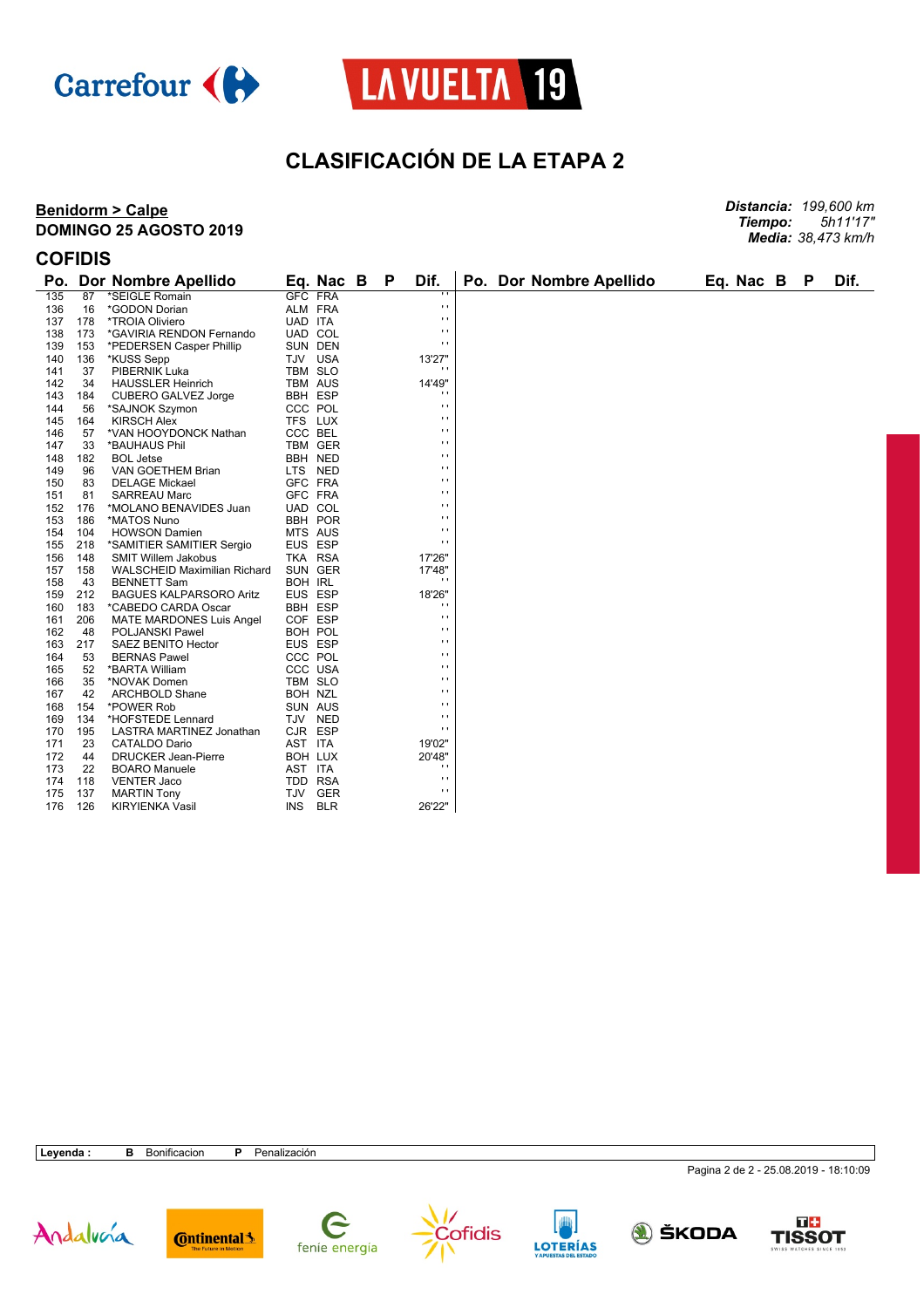# CLASIFICACIÓN DE LA ETAPA 2

**Benidorm > Calpe**
**DOMINGO 25 AGOSTO 2019**

***Distancia:*** *199,600 km*
***Tiempo:*** *5h11'17"*
***Media:*** *38,473 km/h*

## COFIDIS

| Po. | Dor | Nombre Apellido | Eq. | Nac | B | P | Dif. |
|---|---|---|---|---|---|---|---|
| 135 | 87 | *SEIGLE Romain | GFC | FRA | | | ' ' |
| 136 | 16 | *GODON Dorian | ALM | FRA | | | ' ' |
| 137 | 178 | *TROIA Oliviero | UAD | ITA | | | ' ' |
| 138 | 173 | *GAVIRIA RENDON Fernando | UAD | COL | | | ' ' |
| 139 | 153 | *PEDERSEN Casper Phillip | SUN | DEN | | | ' ' |
| 140 | 136 | *KUSS Sepp | TJV | USA | | | 13'27" |
| 141 | 37 | PIBERNIK Luka | TBM | SLO | | | ' ' |
| 142 | 34 | HAUSSLER Heinrich | TBM | AUS | | | 14'49" |
| 143 | 184 | CUBERO GALVEZ Jorge | BBH | ESP | | | ' ' |
| 144 | 56 | *SAJNOK Szymon | CCC | POL | | | ' ' |
| 145 | 164 | KIRSCH Alex | TFS | LUX | | | ' ' |
| 146 | 57 | *VAN HOOYDONCK Nathan | CCC | BEL | | | ' ' |
| 147 | 33 | *BAUHAUS Phil | TBM | GER | | | ' ' |
| 148 | 182 | BOL Jetse | BBH | NED | | | ' ' |
| 149 | 96 | VAN GOETHEM Brian | LTS | NED | | | ' ' |
| 150 | 83 | DELAGE Mickael | GFC | FRA | | | ' ' |
| 151 | 81 | SARREAU Marc | GFC | FRA | | | ' ' |
| 152 | 176 | *MOLANO BENAVIDES Juan | UAD | COL | | | ' ' |
| 153 | 186 | *MATOS Nuno | BBH | POR | | | ' ' |
| 154 | 104 | HOWSON Damien | MTS | AUS | | | ' ' |
| 155 | 218 | *SAMITIER SAMITIER Sergio | EUS | ESP | | | ' ' |
| 156 | 148 | SMIT Willem Jakobus | TKA | RSA | | | 17'26" |
| 157 | 158 | WALSCHEID Maximilian Richard | SUN | GER | | | 17'48" |
| 158 | 43 | BENNETT Sam | BOH | IRL | | | ' ' |
| 159 | 212 | BAGUES KALPARSORO Aritz | EUS | ESP | | | 18'26" |
| 160 | 183 | *CABEDO CARDA Oscar | BBH | ESP | | | ' ' |
| 161 | 206 | MATE MARDONES Luis Angel | COF | ESP | | | ' ' |
| 162 | 48 | POLJANSKI Pawel | BOH | POL | | | ' ' |
| 163 | 217 | SAEZ BENITO Hector | EUS | ESP | | | ' ' |
| 164 | 53 | BERNAS Pawel | CCC | POL | | | ' ' |
| 165 | 52 | *BARTA William | CCC | USA | | | ' ' |
| 166 | 35 | *NOVAK Domen | TBM | SLO | | | ' ' |
| 167 | 42 | ARCHBOLD Shane | BOH | NZL | | | ' ' |
| 168 | 154 | *POWER Rob | SUN | AUS | | | ' ' |
| 169 | 134 | *HOFSTEDE Lennard | TJV | NED | | | ' ' |
| 170 | 195 | LASTRA MARTINEZ Jonathan | CJR | ESP | | | ' ' |
| 171 | 23 | CATALDO Dario | AST | ITA | | | 19'02" |
| 172 | 44 | DRUCKER Jean-Pierre | BOH | LUX | | | 20'48" |
| 173 | 22 | BOARO Manuele | AST | ITA | | | ' ' |
| 174 | 118 | VENTER Jaco | TDD | RSA | | | ' ' |
| 175 | 137 | MARTIN Tony | TJV | GER | | | ' ' |
| 176 | 126 | KIRYIENKA Vasil | INS | BLR | | | 26'22" |

**Leyenda :** **B** Bonificacion **P** Penalización